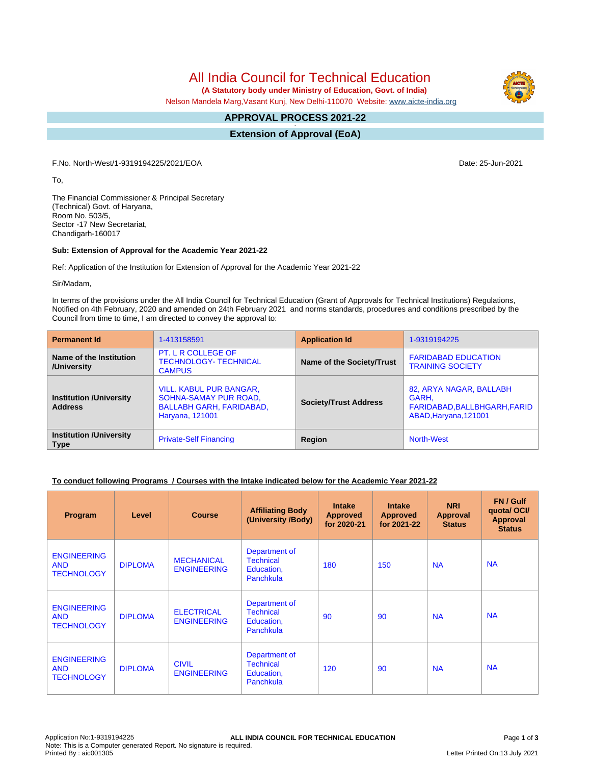# All India Council for Technical Education

**(A Statutory body under Ministry of Education, Govt. of India)**

Nelson Mandela Marg,Vasant Kunj, New Delhi-110070 Website: www.aicte-india.org

## APPROVAL PROCESS 2021-22

## Extension of Approval (EoA)

F.No. North-West/1-9319194225/2021/EOA

Date: 25-Jun-2021

To,

The Financial Commissioner & Principal Secretary
(Technical) Govt. of Haryana,
Room No. 503/5,
Sector -17 New Secretariat,
Chandigarh-160017

**Sub: Extension of Approval for the Academic Year 2021-22**

Ref: Application of the Institution for Extension of Approval for the Academic Year 2021-22

Sir/Madam,

In terms of the provisions under the All India Council for Technical Education (Grant of Approvals for Technical Institutions) Regulations, Notified on 4th February, 2020 and amended on 24th February 2021 and norms standards, procedures and conditions prescribed by the Council from time to time, I am directed to convey the approval to:

| **Permanent Id** | 1-413158591 | **Application Id** | 1-9319194225 |
|---|---|---|---|
| **Name of the Institution /University** | PT. L R COLLEGE OF TECHNOLOGY- TECHNICAL CAMPUS | **Name of the Society/Trust** | FARIDABAD EDUCATION TRAINING SOCIETY |
| **Institution /University Address** | VILL. KABUL PUR BANGAR, SOHNA-SAMAY PUR ROAD, BALLABH GARH, FARIDABAD, Haryana, 121001 | **Society/Trust Address** | 82, ARYA NAGAR, BALLABH GARH, FARIDABAD,BALLBHGARH,FARIDABAD,Haryana,121001 |
| **Institution /University Type** | Private-Self Financing | **Region** | North-West |

**To conduct following Programs / Courses with the Intake indicated below for the Academic Year 2021-22**

| Program | Level | Course | Affiliating Body (University /Body) | Intake Approved for 2020-21 | Intake Approved for 2021-22 | NRI Approval Status | FN / Gulf quota/ OCI/ Approval Status |
|---|---|---|---|---|---|---|---|
| ENGINEERING AND TECHNOLOGY | DIPLOMA | MECHANICAL ENGINEERING | Department of Technical Education, Panchkula | 180 | 150 | NA | NA |
| ENGINEERING AND TECHNOLOGY | DIPLOMA | ELECTRICAL ENGINEERING | Department of Technical Education, Panchkula | 90 | 90 | NA | NA |
| ENGINEERING AND TECHNOLOGY | DIPLOMA | CIVIL ENGINEERING | Department of Technical Education, Panchkula | 120 | 90 | NA | NA |

Application No:1-9319194225
Note: This is a Computer generated Report. No signature is required.
Printed By : aic001305

Letter Printed On:13 July 2021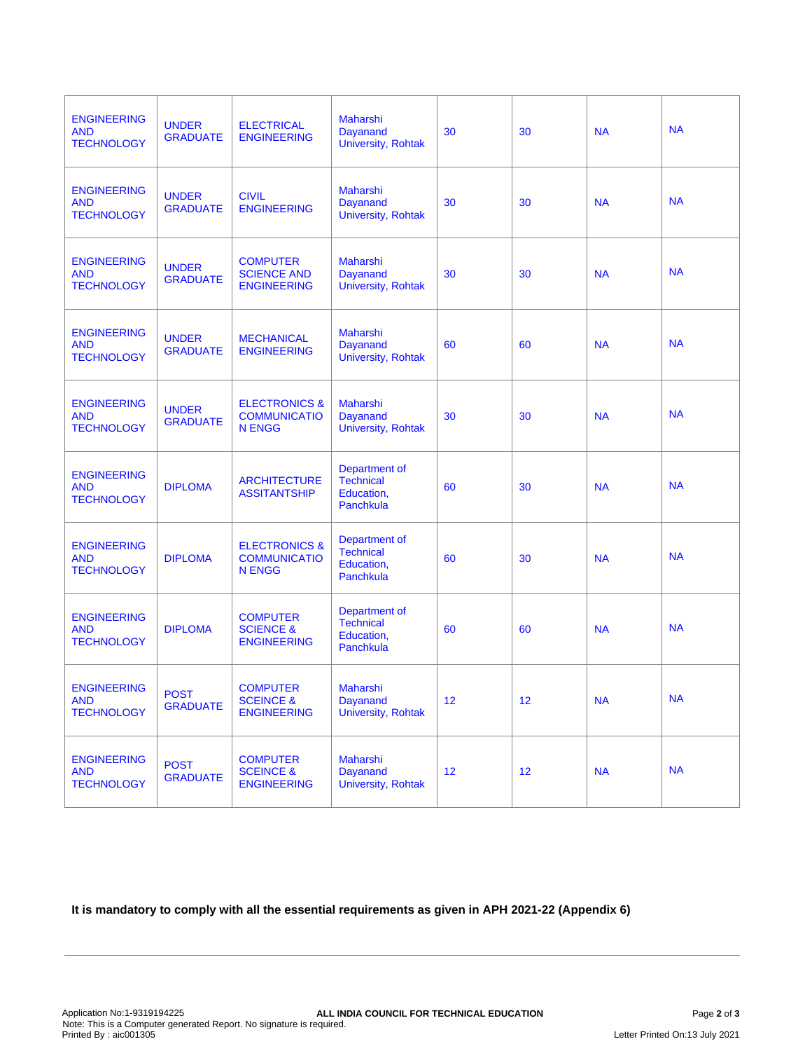| | | | | | | | |
|---|---|---|---|---|---|---|---|
| ENGINEERING AND TECHNOLOGY | UNDER GRADUATE | ELECTRICAL ENGINEERING | Maharshi Dayanand University, Rohtak | 30 | 30 | NA | NA |
| ENGINEERING AND TECHNOLOGY | UNDER GRADUATE | CIVIL ENGINEERING | Maharshi Dayanand University, Rohtak | 30 | 30 | NA | NA |
| ENGINEERING AND TECHNOLOGY | UNDER GRADUATE | COMPUTER SCIENCE AND ENGINEERING | Maharshi Dayanand University, Rohtak | 30 | 30 | NA | NA |
| ENGINEERING AND TECHNOLOGY | UNDER GRADUATE | MECHANICAL ENGINEERING | Maharshi Dayanand University, Rohtak | 60 | 60 | NA | NA |
| ENGINEERING AND TECHNOLOGY | UNDER GRADUATE | ELECTRONICS & COMMUNICATIO N ENGG | Maharshi Dayanand University, Rohtak | 30 | 30 | NA | NA |
| ENGINEERING AND TECHNOLOGY | DIPLOMA | ARCHITECTURE ASSITANTSHIP | Department of Technical Education, Panchkula | 60 | 30 | NA | NA |
| ENGINEERING AND TECHNOLOGY | DIPLOMA | ELECTRONICS & COMMUNICATIO N ENGG | Department of Technical Education, Panchkula | 60 | 30 | NA | NA |
| ENGINEERING AND TECHNOLOGY | DIPLOMA | COMPUTER SCIENCE & ENGINEERING | Department of Technical Education, Panchkula | 60 | 60 | NA | NA |
| ENGINEERING AND TECHNOLOGY | POST GRADUATE | COMPUTER SCEINCE & ENGINEERING | Maharshi Dayanand University, Rohtak | 12 | 12 | NA | NA |
| ENGINEERING AND TECHNOLOGY | POST GRADUATE | COMPUTER SCEINCE & ENGINEERING | Maharshi Dayanand University, Rohtak | 12 | 12 | NA | NA |

**It is mandatory to comply with all the essential requirements as given in APH 2021-22 (Appendix 6)**

Application No:1-9319194225
Note: This is a Computer generated Report. No signature is required.
Printed By : aic001305

**ALL INDIA COUNCIL FOR TECHNICAL EDUCATION**

Letter Printed On:13 July 2021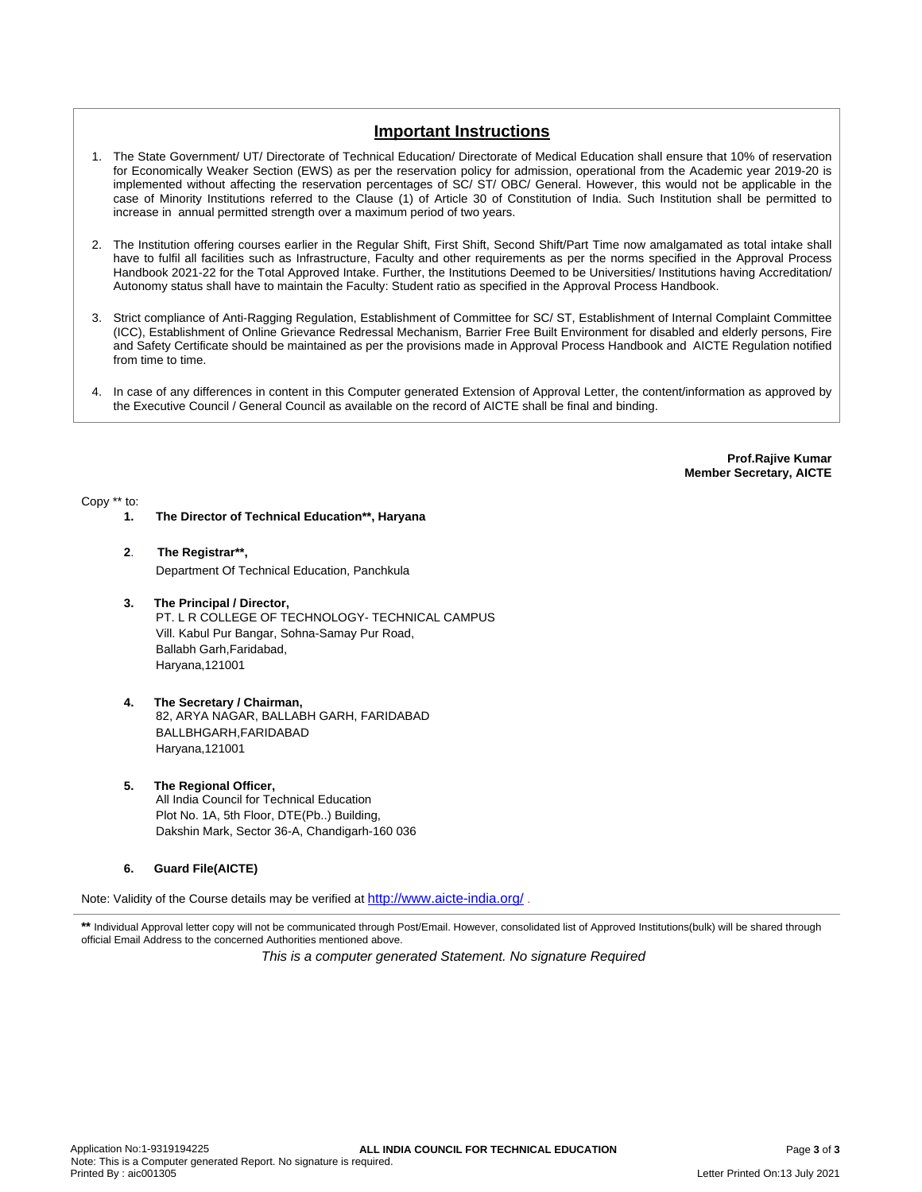## Important Instructions

1. The State Government/ UT/ Directorate of Technical Education/ Directorate of Medical Education shall ensure that 10% of reservation for Economically Weaker Section (EWS) as per the reservation policy for admission, operational from the Academic year 2019-20 is implemented without affecting the reservation percentages of SC/ ST/ OBC/ General. However, this would not be applicable in the case of Minority Institutions referred to the Clause (1) of Article 30 of Constitution of India. Such Institution shall be permitted to increase in annual permitted strength over a maximum period of two years.

2. The Institution offering courses earlier in the Regular Shift, First Shift, Second Shift/Part Time now amalgamated as total intake shall have to fulfil all facilities such as Infrastructure, Faculty and other requirements as per the norms specified in the Approval Process Handbook 2021-22 for the Total Approved Intake. Further, the Institutions Deemed to be Universities/ Institutions having Accreditation/ Autonomy status shall have to maintain the Faculty: Student ratio as specified in the Approval Process Handbook.

3. Strict compliance of Anti-Ragging Regulation, Establishment of Committee for SC/ ST, Establishment of Internal Complaint Committee (ICC), Establishment of Online Grievance Redressal Mechanism, Barrier Free Built Environment for disabled and elderly persons, Fire and Safety Certificate should be maintained as per the provisions made in Approval Process Handbook and AICTE Regulation notified from time to time.

4. In case of any differences in content in this Computer generated Extension of Approval Letter, the content/information as approved by the Executive Council / General Council as available on the record of AICTE shall be final and binding.

**Prof.Rajive Kumar**
**Member Secretary, AICTE**

Copy ** to:

1. **The Director of Technical Education**, Haryana**

2. **The Registrar**,**
   Department Of Technical Education, Panchkula

3. **The Principal / Director,**
   PT. L R COLLEGE OF TECHNOLOGY- TECHNICAL CAMPUS
   Vill. Kabul Pur Bangar, Sohna-Samay Pur Road,
   Ballabh Garh,Faridabad,
   Haryana,121001

4. **The Secretary / Chairman,**
   82, ARYA NAGAR, BALLABH GARH, FARIDABAD
   BALLBHGARH,FARIDABAD
   Haryana,121001

5. **The Regional Officer,**
   All India Council for Technical Education
   Plot No. 1A, 5th Floor, DTE(Pb..) Building,
   Dakshin Mark, Sector 36-A, Chandigarh-160 036

6. **Guard File(AICTE)**

Note: Validity of the Course details may be verified at http://www.aicte-india.org/ .

**** Individual Approval letter copy will not be communicated through Post/Email. However, consolidated list of Approved Institutions(bulk) will be shared through official Email Address to the concerned Authorities mentioned above.

*This is a computer generated Statement. No signature Required*

Application No:1-9319194225
**ALL INDIA COUNCIL FOR TECHNICAL EDUCATION**
Note: This is a Computer generated Report. No signature is required.
Printed By : aic001305
Letter Printed On:13 July 2021